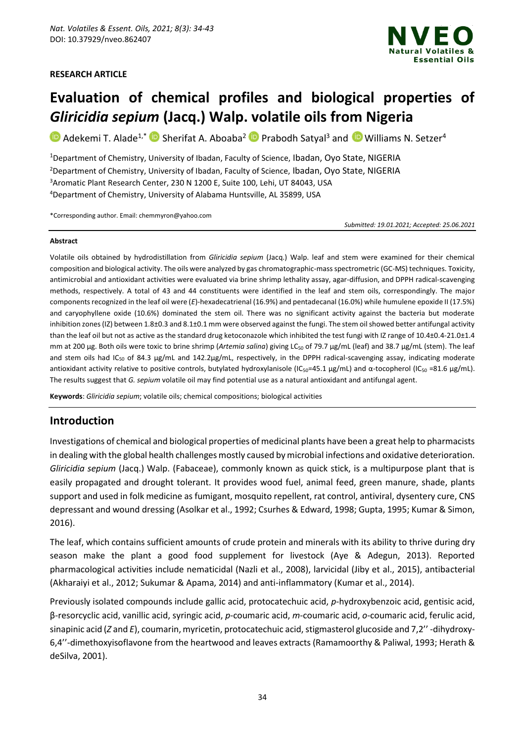**RESEARCH ARTICLE**

# Evaluation of chemical profiles and biological properties of *Gliricidia sepium* (Jacq.) Walp. volatile oils from Nigeria

Adekemi T. Alade[1,*] Sherifat A. Aboaba[2] Prabodh Satyal[3] and Williams N. Setzer[4]

[1]Department of Chemistry, University of Ibadan, Faculty of Science, Ibadan, Oyo State, NIGERIA
[2]Department of Chemistry, University of Ibadan, Faculty of Science, Ibadan, Oyo State, NIGERIA
[3]Aromatic Plant Research Center, 230 N 1200 E, Suite 100, Lehi, UT 84043, USA
[4]Department of Chemistry, University of Alabama Huntsville, AL 35899, USA

*Corresponding author. Email: chemmyron@yahoo.com

*Submitted: 19.01.2021; Accepted: 25.06.2021*

**Abstract**

Volatile oils obtained by hydrodistillation from *Gliricidia sepium* (Jacq.) Walp. leaf and stem were examined for their chemical composition and biological activity. The oils were analyzed by gas chromatographic-mass spectrometric (GC-MS) techniques. Toxicity, antimicrobial and antioxidant activities were evaluated via brine shrimp lethality assay, agar-diffusion, and DPPH radical-scavenging methods, respectively. A total of 43 and 44 constituents were identified in the leaf and stem oils, correspondingly. The major components recognized in the leaf oil were (*E*)-hexadecatrienal (16.9%) and pentadecanal (16.0%) while humulene epoxide II (17.5%) and caryophyllene oxide (10.6%) dominated the stem oil. There was no significant activity against the bacteria but moderate inhibition zones (IZ) between 1.8±0.3 and 8.1±0.1 mm were observed against the fungi. The stem oil showed better antifungal activity than the leaf oil but not as active as the standard drug ketoconazole which inhibited the test fungi with IZ range of 10.4±0.4-21.0±1.4 mm at 200 µg. Both oils were toxic to brine shrimp (*Artemia salina*) giving $LC_{50}$ of 79.7 µg/mL (leaf) and 38.7 µg/mL (stem). The leaf and stem oils had $IC_{50}$ of 84.3 µg/mL and 142.2µg/mL, respectively, in the DPPH radical-scavenging assay, indicating moderate antioxidant activity relative to positive controls, butylated hydroxylanisole ($IC_{50}$=45.1 µg/mL) and α-tocopherol ($IC_{50}$ =81.6 µg/mL). The results suggest that *G. sepium* volatile oil may find potential use as a natural antioxidant and antifungal agent.

**Keywords**: *Gliricidia sepium*; volatile oils; chemical compositions; biological activities

## Introduction

Investigations of chemical and biological properties of medicinal plants have been a great help to pharmacists in dealing with the global health challenges mostly caused by microbial infections and oxidative deterioration. *Gliricidia sepium* (Jacq.) Walp. (Fabaceae), commonly known as quick stick, is a multipurpose plant that is easily propagated and drought tolerant. It provides wood fuel, animal feed, green manure, shade, plants support and used in folk medicine as fumigant, mosquito repellent, rat control, antiviral, dysentery cure, CNS depressant and wound dressing (Asolkar et al., 1992; Csurhes & Edward, 1998; Gupta, 1995; Kumar & Simon, 2016).

The leaf, which contains sufficient amounts of crude protein and minerals with its ability to thrive during dry season make the plant a good food supplement for livestock (Aye & Adegun, 2013). Reported pharmacological activities include nematicidal (Nazli et al., 2008), larvicidal (Jiby et al., 2015), antibacterial (Akharaiyi et al., 2012; Sukumar & Apama, 2014) and anti-inflammatory (Kumar et al., 2014).

Previously isolated compounds include gallic acid, protocatechuic acid, *p*-hydroxybenzoic acid, gentisic acid, β-resorcyclic acid, vanillic acid, syringic acid, *p*-coumaric acid, *m*-coumaric acid, *o*-coumaric acid, ferulic acid, sinapinic acid (*Z* and *E*), coumarin, myricetin, protocatechuic acid, stigmasterol glucoside and 7,2'' -dihydroxy-6,4''-dimethoxyisoflavone from the heartwood and leaves extracts (Ramamoorthy & Paliwal, 1993; Herath & deSilva, 2001).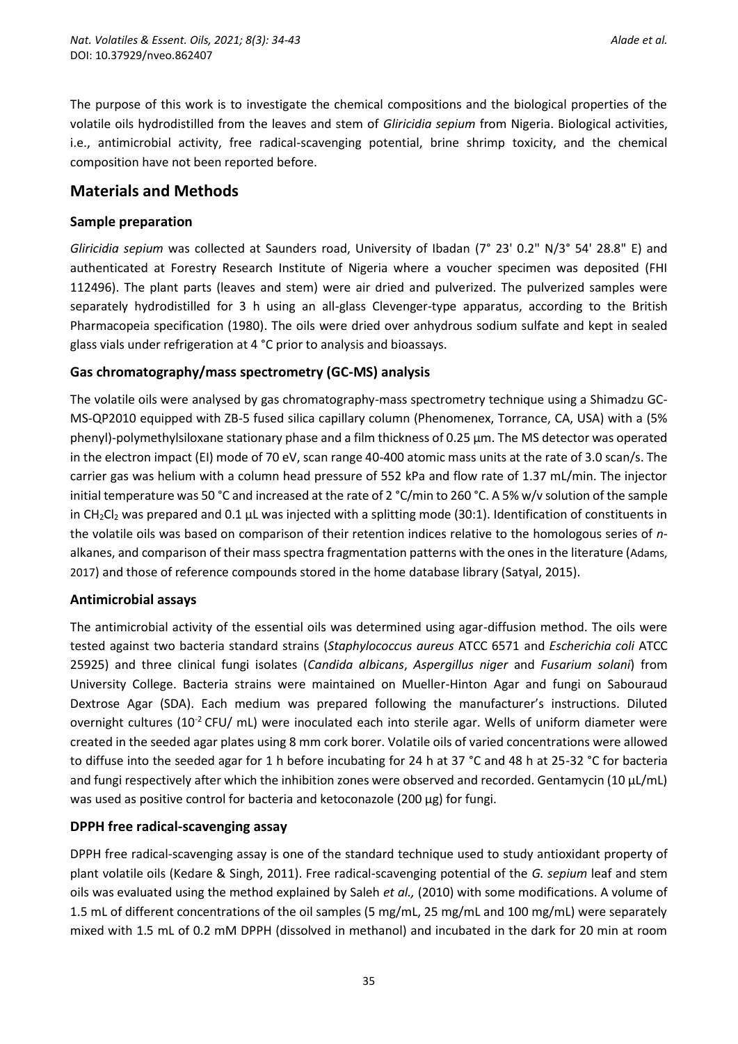The purpose of this work is to investigate the chemical compositions and the biological properties of the volatile oils hydrodistilled from the leaves and stem of *Gliricidia sepium* from Nigeria. Biological activities, i.e., antimicrobial activity, free radical-scavenging potential, brine shrimp toxicity, and the chemical composition have not been reported before.

## Materials and Methods

### Sample preparation

*Gliricidia sepium* was collected at Saunders road, University of Ibadan (7° 23' 0.2" N/3° 54' 28.8" E) and authenticated at Forestry Research Institute of Nigeria where a voucher specimen was deposited (FHI 112496). The plant parts (leaves and stem) were air dried and pulverized. The pulverized samples were separately hydrodistilled for 3 h using an all-glass Clevenger-type apparatus, according to the British Pharmacopeia specification (1980). The oils were dried over anhydrous sodium sulfate and kept in sealed glass vials under refrigeration at 4 °C prior to analysis and bioassays.

### Gas chromatography/mass spectrometry (GC-MS) analysis

The volatile oils were analysed by gas chromatography-mass spectrometry technique using a Shimadzu GC-MS-QP2010 equipped with ZB-5 fused silica capillary column (Phenomenex, Torrance, CA, USA) with a (5% phenyl)-polymethylsiloxane stationary phase and a film thickness of 0.25 µm. The MS detector was operated in the electron impact (EI) mode of 70 eV, scan range 40-400 atomic mass units at the rate of 3.0 scan/s. The carrier gas was helium with a column head pressure of 552 kPa and flow rate of 1.37 mL/min. The injector initial temperature was 50 °C and increased at the rate of 2 °C/min to 260 °C. A 5% w/v solution of the sample in $CH_2Cl_2$ was prepared and 0.1 µL was injected with a splitting mode (30:1). Identification of constituents in the volatile oils was based on comparison of their retention indices relative to the homologous series of *n*-alkanes, and comparison of their mass spectra fragmentation patterns with the ones in the literature (Adams, 2017) and those of reference compounds stored in the home database library (Satyal, 2015).

### Antimicrobial assays

The antimicrobial activity of the essential oils was determined using agar-diffusion method. The oils were tested against two bacteria standard strains (*Staphylococcus aureus* ATCC 6571 and *Escherichia coli* ATCC 25925) and three clinical fungi isolates (*Candida albicans*, *Aspergillus niger* and *Fusarium solani*) from University College. Bacteria strains were maintained on Mueller-Hinton Agar and fungi on Sabouraud Dextrose Agar (SDA). Each medium was prepared following the manufacturer's instructions. Diluted overnight cultures ($10^{-2}$ CFU/ mL) were inoculated each into sterile agar. Wells of uniform diameter were created in the seeded agar plates using 8 mm cork borer. Volatile oils of varied concentrations were allowed to diffuse into the seeded agar for 1 h before incubating for 24 h at 37 °C and 48 h at 25-32 °C for bacteria and fungi respectively after which the inhibition zones were observed and recorded. Gentamycin (10 µL/mL) was used as positive control for bacteria and ketoconazole (200 µg) for fungi.

### DPPH free radical-scavenging assay

DPPH free radical-scavenging assay is one of the standard technique used to study antioxidant property of plant volatile oils (Kedare & Singh, 2011). Free radical-scavenging potential of the *G. sepium* leaf and stem oils was evaluated using the method explained by Saleh *et al.,* (2010) with some modifications. A volume of 1.5 mL of different concentrations of the oil samples (5 mg/mL, 25 mg/mL and 100 mg/mL) were separately mixed with 1.5 mL of 0.2 mM DPPH (dissolved in methanol) and incubated in the dark for 20 min at room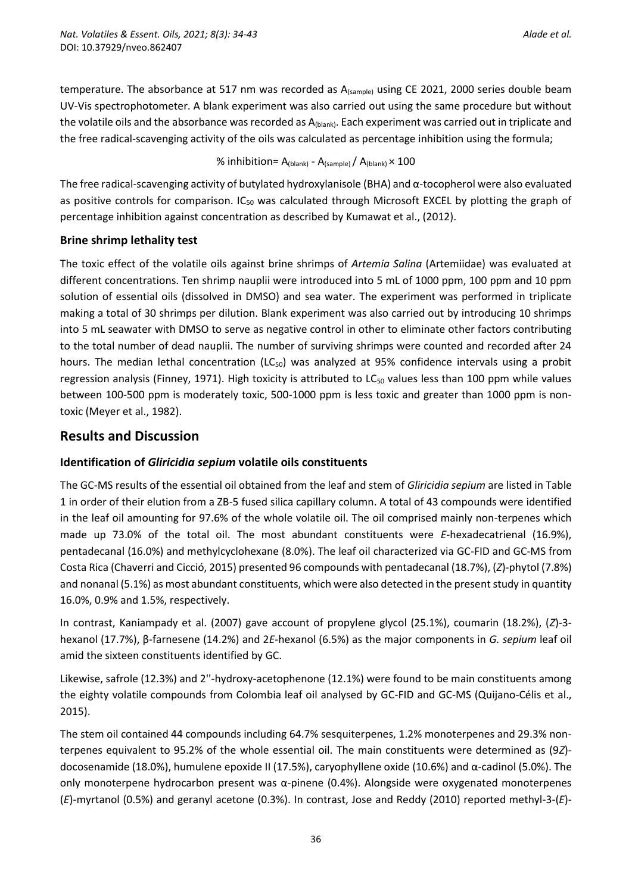temperature. The absorbance at 517 nm was recorded as $A_{(sample)}$ using CE 2021, 2000 series double beam UV-Vis spectrophotometer. A blank experiment was also carried out using the same procedure but without the volatile oils and the absorbance was recorded as $A_{(blank)}$. Each experiment was carried out in triplicate and the free radical-scavenging activity of the oils was calculated as percentage inhibition using the formula;

$$\% \text{ inhibition} = A_{(blank)} - A_{(sample)} / A_{(blank)} \times 100$$

The free radical-scavenging activity of butylated hydroxylanisole (BHA) and α-tocopherol were also evaluated as positive controls for comparison. $IC_{50}$ was calculated through Microsoft EXCEL by plotting the graph of percentage inhibition against concentration as described by Kumawat et al., (2012).

### Brine shrimp lethality test

The toxic effect of the volatile oils against brine shrimps of *Artemia Salina* (Artemiidae) was evaluated at different concentrations. Ten shrimp nauplii were introduced into 5 mL of 1000 ppm, 100 ppm and 10 ppm solution of essential oils (dissolved in DMSO) and sea water. The experiment was performed in triplicate making a total of 30 shrimps per dilution. Blank experiment was also carried out by introducing 10 shrimps into 5 mL seawater with DMSO to serve as negative control in other to eliminate other factors contributing to the total number of dead nauplii. The number of surviving shrimps were counted and recorded after 24 hours. The median lethal concentration ($LC_{50}$) was analyzed at 95% confidence intervals using a probit regression analysis (Finney, 1971). High toxicity is attributed to $LC_{50}$ values less than 100 ppm while values between 100-500 ppm is moderately toxic, 500-1000 ppm is less toxic and greater than 1000 ppm is non-toxic (Meyer et al., 1982).

## Results and Discussion

### Identification of *Gliricidia sepium* volatile oils constituents

The GC-MS results of the essential oil obtained from the leaf and stem of *Gliricidia sepium* are listed in Table 1 in order of their elution from a ZB-5 fused silica capillary column. A total of 43 compounds were identified in the leaf oil amounting for 97.6% of the whole volatile oil. The oil comprised mainly non-terpenes which made up 73.0% of the total oil. The most abundant constituents were *E*-hexadecatrienal (16.9%), pentadecanal (16.0%) and methylcyclohexane (8.0%). The leaf oil characterized via GC-FID and GC-MS from Costa Rica (Chaverri and Cicció, 2015) presented 96 compounds with pentadecanal (18.7%), (*Z*)-phytol (7.8%) and nonanal (5.1%) as most abundant constituents, which were also detected in the present study in quantity 16.0%, 0.9% and 1.5%, respectively.

In contrast, Kaniampady et al. (2007) gave account of propylene glycol (25.1%), coumarin (18.2%), (*Z*)-3-hexanol (17.7%), β-farnesene (14.2%) and 2*E*-hexanol (6.5%) as the major components in *G. sepium* leaf oil amid the sixteen constituents identified by GC.

Likewise, safrole (12.3%) and 2''-hydroxy-acetophenone (12.1%) were found to be main constituents among the eighty volatile compounds from Colombia leaf oil analysed by GC-FID and GC-MS (Quijano-Célis et al., 2015).

The stem oil contained 44 compounds including 64.7% sesquiterpenes, 1.2% monoterpenes and 29.3% non-terpenes equivalent to 95.2% of the whole essential oil. The main constituents were determined as (9*Z*)-docosenamide (18.0%), humulene epoxide II (17.5%), caryophyllene oxide (10.6%) and α-cadinol (5.0%). The only monoterpene hydrocarbon present was α-pinene (0.4%). Alongside were oxygenated monoterpenes (*E*)-myrtanol (0.5%) and geranyl acetone (0.3%). In contrast, Jose and Reddy (2010) reported methyl-3-(*E*)-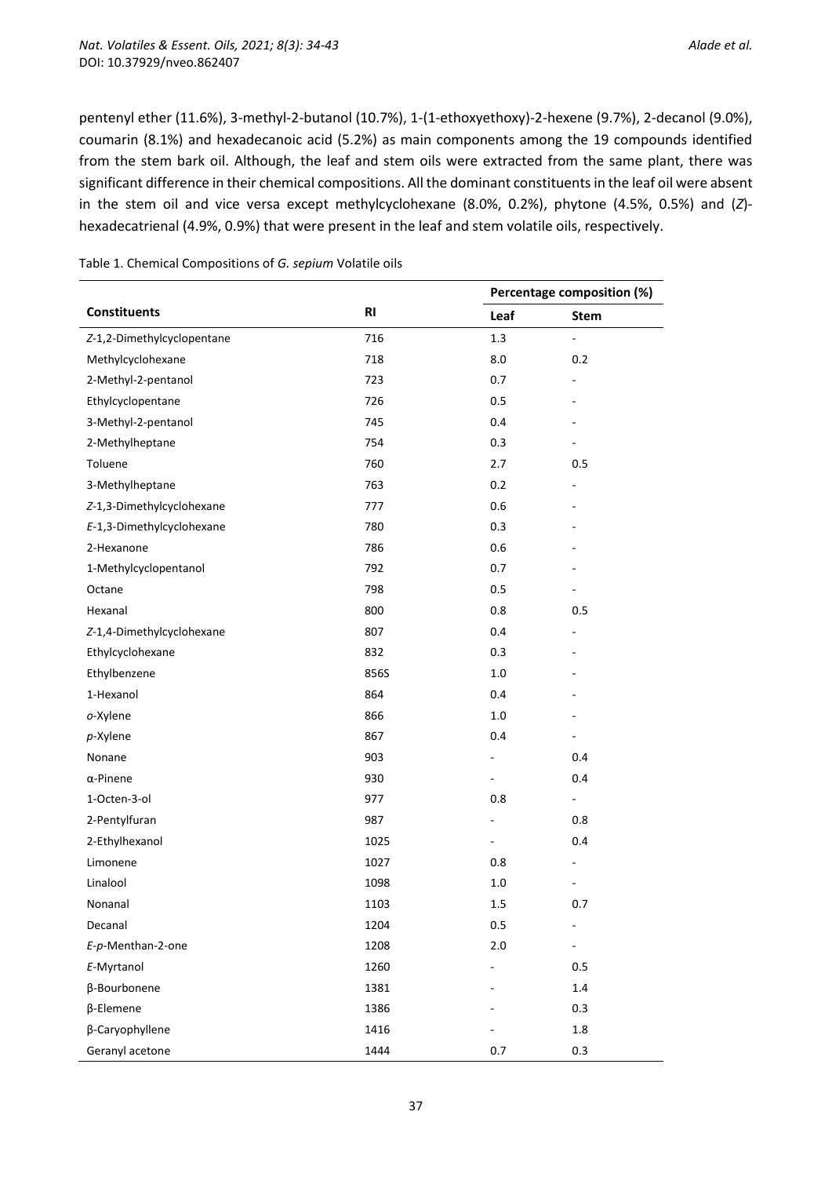pentenyl ether (11.6%), 3-methyl-2-butanol (10.7%), 1-(1-ethoxyethoxy)-2-hexene (9.7%), 2-decanol (9.0%), coumarin (8.1%) and hexadecanoic acid (5.2%) as main components among the 19 compounds identified from the stem bark oil. Although, the leaf and stem oils were extracted from the same plant, there was significant difference in their chemical compositions. All the dominant constituents in the leaf oil were absent in the stem oil and vice versa except methylcyclohexane (8.0%, 0.2%), phytone (4.5%, 0.5%) and (*Z*)-hexadecatrienal (4.9%, 0.9%) that were present in the leaf and stem volatile oils, respectively.

Table 1. Chemical Compositions of *G. sepium* Volatile oils

| Constituents | RI | Percentage composition (%) | |
|---|---|---|---|
| | | Leaf | Stem |
| *Z*-1,2-Dimethylcyclopentane | 716 | 1.3 | - |
| Methylcyclohexane | 718 | 8.0 | 0.2 |
| 2-Methyl-2-pentanol | 723 | 0.7 | - |
| Ethylcyclopentane | 726 | 0.5 | - |
| 3-Methyl-2-pentanol | 745 | 0.4 | - |
| 2-Methylheptane | 754 | 0.3 | - |
| Toluene | 760 | 2.7 | 0.5 |
| 3-Methylheptane | 763 | 0.2 | - |
| *Z*-1,3-Dimethylcyclohexane | 777 | 0.6 | - |
| *E*-1,3-Dimethylcyclohexane | 780 | 0.3 | - |
| 2-Hexanone | 786 | 0.6 | - |
| 1-Methylcyclopentanol | 792 | 0.7 | - |
| Octane | 798 | 0.5 | - |
| Hexanal | 800 | 0.8 | 0.5 |
| *Z*-1,4-Dimethylcyclohexane | 807 | 0.4 | - |
| Ethylcyclohexane | 832 | 0.3 | - |
| Ethylbenzene | 856S | 1.0 | - |
| 1-Hexanol | 864 | 0.4 | - |
| *o*-Xylene | 866 | 1.0 | - |
| *p*-Xylene | 867 | 0.4 | - |
| Nonane | 903 | - | 0.4 |
| α-Pinene | 930 | - | 0.4 |
| 1-Octen-3-ol | 977 | 0.8 | - |
| 2-Pentylfuran | 987 | - | 0.8 |
| 2-Ethylhexanol | 1025 | - | 0.4 |
| Limonene | 1027 | 0.8 | - |
| Linalool | 1098 | 1.0 | - |
| Nonanal | 1103 | 1.5 | 0.7 |
| Decanal | 1204 | 0.5 | - |
| *E*-*p*-Menthan-2-one | 1208 | 2.0 | - |
| *E*-Myrtanol | 1260 | - | 0.5 |
| β-Bourbonene | 1381 | - | 1.4 |
| β-Elemene | 1386 | - | 0.3 |
| β-Caryophyllene | 1416 | - | 1.8 |
| Geranyl acetone | 1444 | 0.7 | 0.3 |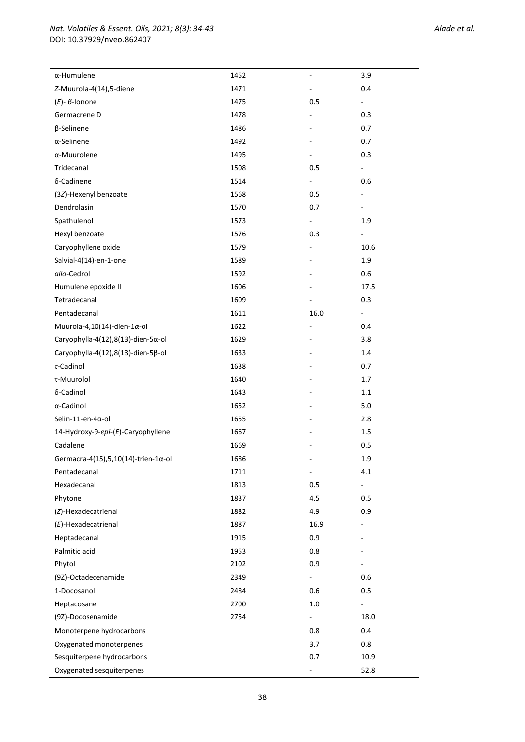| | | | |
|---|---|---|---|
| α-Humulene | 1452 | - | 3.9 |
| *Z*-Muurola-4(14),5-diene | 1471 | - | 0.4 |
| (*E*)- *β*-Ionone | 1475 | 0.5 | - |
| Germacrene D | 1478 | - | 0.3 |
| β-Selinene | 1486 | - | 0.7 |
| α-Selinene | 1492 | - | 0.7 |
| α-Muurolene | 1495 | - | 0.3 |
| Tridecanal | 1508 | 0.5 | - |
| δ-Cadinene | 1514 | - | 0.6 |
| (3*Z*)-Hexenyl benzoate | 1568 | 0.5 | - |
| Dendrolasin | 1570 | 0.7 | - |
| Spathulenol | 1573 | - | 1.9 |
| Hexyl benzoate | 1576 | 0.3 | - |
| Caryophyllene oxide | 1579 | - | 10.6 |
| Salvial-4(14)-en-1-one | 1589 | - | 1.9 |
| *allo*-Cedrol | 1592 | - | 0.6 |
| Humulene epoxide II | 1606 | - | 17.5 |
| Tetradecanal | 1609 | - | 0.3 |
| Pentadecanal | 1611 | 16.0 | - |
| Muurola-4,10(14)-dien-1α-ol | 1622 | - | 0.4 |
| Caryophylla-4(12),8(13)-dien-5α-ol | 1629 | - | 3.8 |
| Caryophylla-4(12),8(13)-dien-5β-ol | 1633 | - | 1.4 |
| τ-Cadinol | 1638 | - | 0.7 |
| τ-Muurolol | 1640 | - | 1.7 |
| δ-Cadinol | 1643 | - | 1.1 |
| α-Cadinol | 1652 | - | 5.0 |
| Selin-11-en-4α-ol | 1655 | - | 2.8 |
| 14-Hydroxy-9-*epi*-(*E*)-Caryophyllene | 1667 | - | 1.5 |
| Cadalene | 1669 | - | 0.5 |
| Germacra-4(15),5,10(14)-trien-1α-ol | 1686 | - | 1.9 |
| Pentadecanal | 1711 | - | 4.1 |
| Hexadecanal | 1813 | 0.5 | - |
| Phytone | 1837 | 4.5 | 0.5 |
| (*Z*)-Hexadecatrienal | 1882 | 4.9 | 0.9 |
| (*E*)-Hexadecatrienal | 1887 | 16.9 | - |
| Heptadecanal | 1915 | 0.9 | - |
| Palmitic acid | 1953 | 0.8 | - |
| Phytol | 2102 | 0.9 | - |
| (9Z)-Octadecenamide | 2349 | - | 0.6 |
| 1-Docosanol | 2484 | 0.6 | 0.5 |
| Heptacosane | 2700 | 1.0 | - |
| (9Z)-Docosenamide | 2754 | - | 18.0 |
| Monoterpene hydrocarbons | | 0.8 | 0.4 |
| Oxygenated monoterpenes | | 3.7 | 0.8 |
| Sesquiterpene hydrocarbons | | 0.7 | 10.9 |
| Oxygenated sesquiterpenes | | - | 52.8 |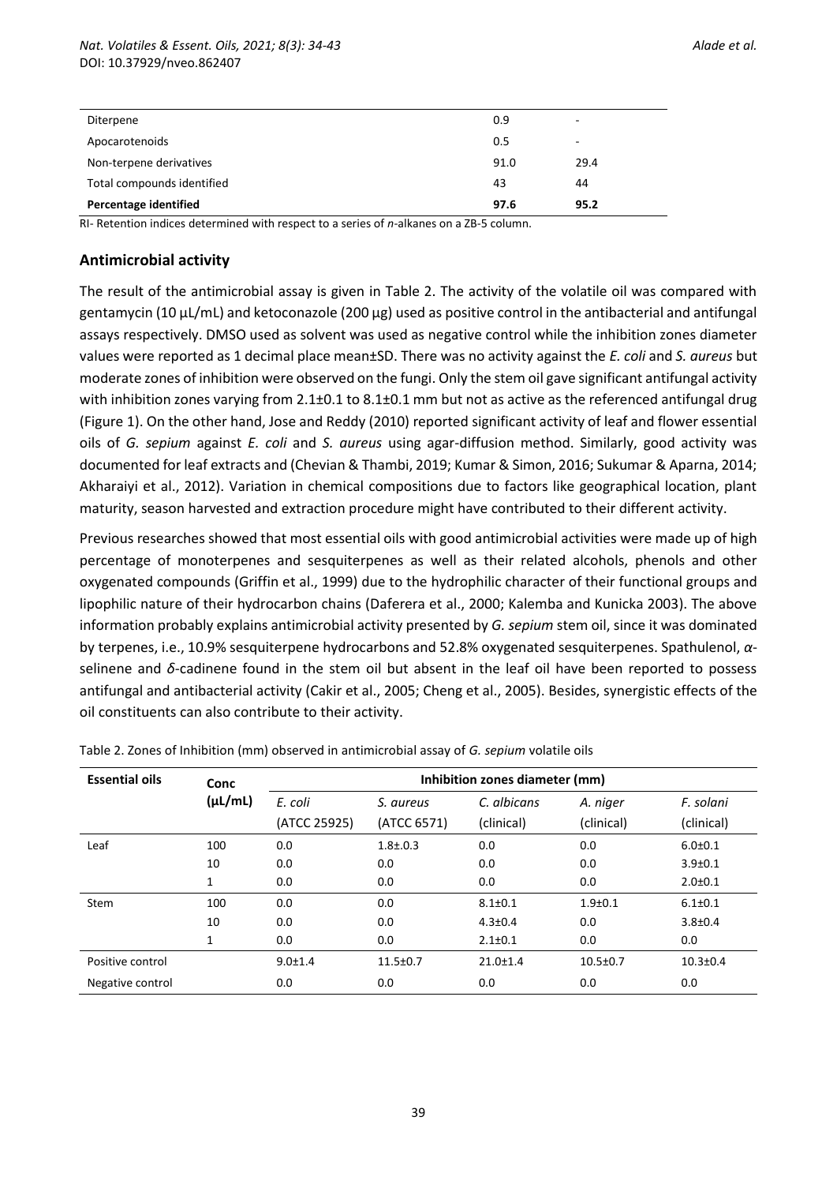| Diterpene | 0.9 | - |
| --- | --- | --- |
| Apocarotenoids | 0.5 | - |
| Non-terpene derivatives | 91.0 | 29.4 |
| Total compounds identified | 43 | 44 |
| **Percentage identified** | **97.6** | **95.2** |

RI- Retention indices determined with respect to a series of *n*-alkanes on a ZB-5 column.

## Antimicrobial activity

The result of the antimicrobial assay is given in Table 2. The activity of the volatile oil was compared with gentamycin (10 µL/mL) and ketoconazole (200 µg) used as positive control in the antibacterial and antifungal assays respectively. DMSO used as solvent was used as negative control while the inhibition zones diameter values were reported as 1 decimal place mean±SD. There was no activity against the *E. coli* and *S. aureus* but moderate zones of inhibition were observed on the fungi. Only the stem oil gave significant antifungal activity with inhibition zones varying from 2.1±0.1 to 8.1±0.1 mm but not as active as the referenced antifungal drug (Figure 1). On the other hand, Jose and Reddy (2010) reported significant activity of leaf and flower essential oils of *G. sepium* against *E. coli* and *S. aureus* using agar-diffusion method. Similarly, good activity was documented for leaf extracts and (Chevian & Thambi, 2019; Kumar & Simon, 2016; Sukumar & Aparna, 2014; Akharaiyi et al., 2012). Variation in chemical compositions due to factors like geographical location, plant maturity, season harvested and extraction procedure might have contributed to their different activity.

Previous researches showed that most essential oils with good antimicrobial activities were made up of high percentage of monoterpenes and sesquiterpenes as well as their related alcohols, phenols and other oxygenated compounds (Griffin et al., 1999) due to the hydrophilic character of their functional groups and lipophilic nature of their hydrocarbon chains (Daferera et al., 2000; Kalemba and Kunicka 2003). The above information probably explains antimicrobial activity presented by *G. sepium* stem oil, since it was dominated by terpenes, i.e., 10.9% sesquiterpene hydrocarbons and 52.8% oxygenated sesquiterpenes. Spathulenol, *α*-selinene and *δ*-cadinene found in the stem oil but absent in the leaf oil have been reported to possess antifungal and antibacterial activity (Cakir et al., 2005; Cheng et al., 2005). Besides, synergistic effects of the oil constituents can also contribute to their activity.

Table 2. Zones of Inhibition (mm) observed in antimicrobial assay of *G. sepium* volatile oils

| Essential oils | Conc (µL/mL) | Inhibition zones diameter (mm) | | | | |
| --- | --- | --- | --- | --- | --- | --- |
| | | *E. coli* (ATCC 25925) | *S. aureus* (ATCC 6571) | *C. albicans* (clinical) | *A. niger* (clinical) | *F. solani* (clinical) |
| Leaf | 100 | 0.0 | 1.8±.0.3 | 0.0 | 0.0 | 6.0±0.1 |
| | 10 | 0.0 | 0.0 | 0.0 | 0.0 | 3.9±0.1 |
| | 1 | 0.0 | 0.0 | 0.0 | 0.0 | 2.0±0.1 |
| Stem | 100 | 0.0 | 0.0 | 8.1±0.1 | 1.9±0.1 | 6.1±0.1 |
| | 10 | 0.0 | 0.0 | 4.3±0.4 | 0.0 | 3.8±0.4 |
| | 1 | 0.0 | 0.0 | 2.1±0.1 | 0.0 | 0.0 |
| Positive control | | 9.0±1.4 | 11.5±0.7 | 21.0±1.4 | 10.5±0.7 | 10.3±0.4 |
| Negative control | | 0.0 | 0.0 | 0.0 | 0.0 | 0.0 |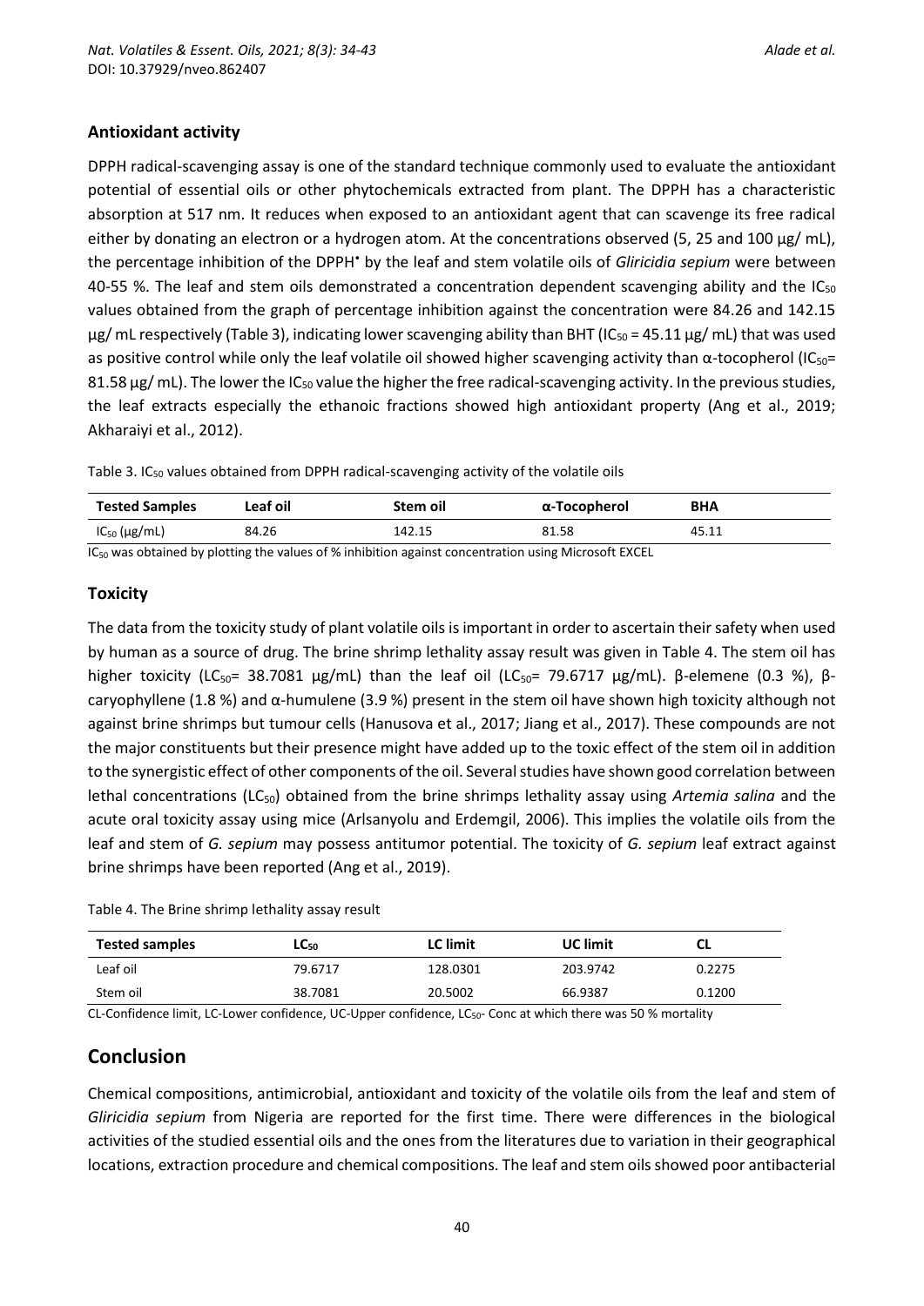## Antioxidant activity

DPPH radical-scavenging assay is one of the standard technique commonly used to evaluate the antioxidant potential of essential oils or other phytochemicals extracted from plant. The DPPH has a characteristic absorption at 517 nm. It reduces when exposed to an antioxidant agent that can scavenge its free radical either by donating an electron or a hydrogen atom. At the concentrations observed (5, 25 and 100 µg/ mL), the percentage inhibition of the DPPH• by the leaf and stem volatile oils of *Gliricidia sepium* were between 40-55 %. The leaf and stem oils demonstrated a concentration dependent scavenging ability and the $IC_{50}$ values obtained from the graph of percentage inhibition against the concentration were 84.26 and 142.15 µg/ mL respectively (Table 3), indicating lower scavenging ability than BHT ($IC_{50}$ = 45.11 µg/ mL) that was used as positive control while only the leaf volatile oil showed higher scavenging activity than α-tocopherol ($IC_{50}$= 81.58 µg/ mL). The lower the $IC_{50}$ value the higher the free radical-scavenging activity. In the previous studies, the leaf extracts especially the ethanoic fractions showed high antioxidant property (Ang et al., 2019; Akharaiyi et al., 2012).

Table 3. $IC_{50}$ values obtained from DPPH radical-scavenging activity of the volatile oils

| Tested Samples | Leaf oil | Stem oil | α-Tocopherol | BHA |
|---|---|---|---|---|
| $IC_{50}$ (µg/mL) | 84.26 | 142.15 | 81.58 | 45.11 |

$IC_{50}$ was obtained by plotting the values of % inhibition against concentration using Microsoft EXCEL

## Toxicity

The data from the toxicity study of plant volatile oils is important in order to ascertain their safety when used by human as a source of drug. The brine shrimp lethality assay result was given in Table 4. The stem oil has higher toxicity ($LC_{50}$= 38.7081 µg/mL) than the leaf oil ($LC_{50}$= 79.6717 µg/mL). β-elemene (0.3 %), β-caryophyllene (1.8 %) and α-humulene (3.9 %) present in the stem oil have shown high toxicity although not against brine shrimps but tumour cells (Hanusova et al., 2017; Jiang et al., 2017). These compounds are not the major constituents but their presence might have added up to the toxic effect of the stem oil in addition to the synergistic effect of other components of the oil. Several studies have shown good correlation between lethal concentrations ($LC_{50}$) obtained from the brine shrimps lethality assay using *Artemia salina* and the acute oral toxicity assay using mice (Arlsanyolu and Erdemgil, 2006). This implies the volatile oils from the leaf and stem of *G. sepium* may possess antitumor potential. The toxicity of *G. sepium* leaf extract against brine shrimps have been reported (Ang et al., 2019).

Table 4. The Brine shrimp lethality assay result

| Tested samples | $LC_{50}$ | LC limit | UC limit | CL |
|---|---|---|---|---|
| Leaf oil | 79.6717 | 128.0301 | 203.9742 | 0.2275 |
| Stem oil | 38.7081 | 20.5002 | 66.9387 | 0.1200 |

CL-Confidence limit, LC-Lower confidence, UC-Upper confidence, $LC_{50}$- Conc at which there was 50 % mortality

# Conclusion

Chemical compositions, antimicrobial, antioxidant and toxicity of the volatile oils from the leaf and stem of *Gliricidia sepium* from Nigeria are reported for the first time. There were differences in the biological activities of the studied essential oils and the ones from the literatures due to variation in their geographical locations, extraction procedure and chemical compositions. The leaf and stem oils showed poor antibacterial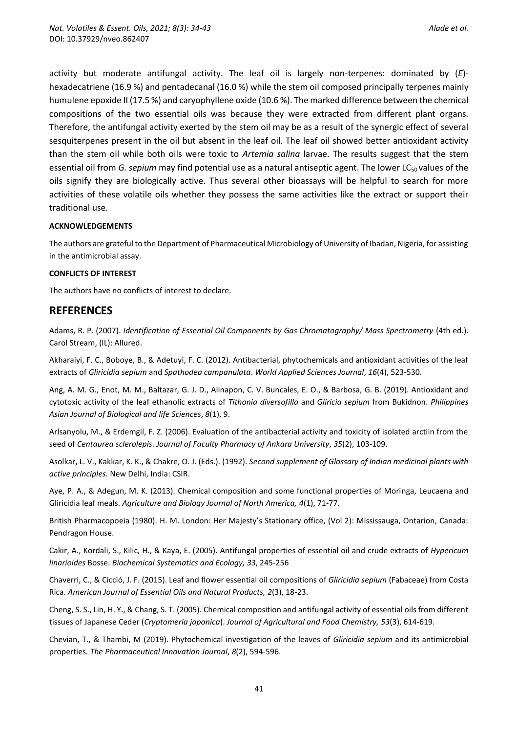activity but moderate antifungal activity. The leaf oil is largely non-terpenes: dominated by (*E*)-hexadecatriene (16.9 %) and pentadecanal (16.0 %) while the stem oil composed principally terpenes mainly humulene epoxide II (17.5 %) and caryophyllene oxide (10.6 %). The marked difference between the chemical compositions of the two essential oils was because they were extracted from different plant organs. Therefore, the antifungal activity exerted by the stem oil may be as a result of the synergic effect of several sesquiterpenes present in the oil but absent in the leaf oil. The leaf oil showed better antioxidant activity than the stem oil while both oils were toxic to *Artemia salina* larvae. The results suggest that the stem essential oil from *G. sepium* may find potential use as a natural antiseptic agent. The lower $LC_{50}$ values of the oils signify they are biologically active. Thus several other bioassays will be helpful to search for more activities of these volatile oils whether they possess the same activities like the extract or support their traditional use.

**ACKNOWLEDGEMENTS**

The authors are grateful to the Department of Pharmaceutical Microbiology of University of Ibadan, Nigeria, for assisting in the antimicrobial assay.

**CONFLICTS OF INTEREST**

The authors have no conflicts of interest to declare.

## REFERENCES

Adams, R. P. (2007). *Identification of Essential Oil Components by Gas Chromatography/ Mass Spectrometry* (4th ed.). Carol Stream, (IL): Allured.

Akharaiyi, F. C., Boboye, B., & Adetuyi, F. C. (2012). Antibacterial, phytochemicals and antioxidant activities of the leaf extracts of *Gliricidia sepium* and *Spathodea campanulata*. *World Applied Sciences Journal*, *16*(4), 523-530.

Ang, A. M. G., Enot, M. M., Baltazar, G. J. D., Alinapon, C. V. Buncales, E. O., & Barbosa, G. B. (2019). Antioxidant and cytotoxic activity of the leaf ethanolic extracts of *Tithonia diversofilla* and *Gliricia sepium* from Bukidnon. *Philippines Asian Journal of Biological and life Sciences*, *8*(1), 9.

Arlsanyolu, M., & Erdemgil, F. Z. (2006). Evaluation of the antibacterial activity and toxicity of isolated arctiin from the seed of *Centaurea sclerolepis*. *Journal of Faculty Pharmacy of Ankara University*, *35*(2), 103-109.

Asolkar, L. V., Kakkar, K. K., & Chakre, O. J. (Eds.). (1992). *Second supplement of Glossary of Indian medicinal plants with active principles.* New Delhi, India: CSIR.

Aye, P. A., & Adegun, M. K. (2013). Chemical composition and some functional properties of Moringa, Leucaena and Gliricidia leaf meals. *Agriculture and Biology Journal of North America, 4*(1), 71-77.

British Pharmacopoeia (1980). H. M. London: Her Majesty's Stationary office, (Vol 2): Mississauga, Ontarion, Canada: Pendragon House.

Cakir, A., Kordali, S., Kilic, H., & Kaya, E. (2005). Antifungal properties of essential oil and crude extracts of *Hypericum linarioides* Bosse. *Biochemical Systematics and Ecology, 33*, 245-256

Chaverri, C., & Cicció, J. F. (2015). Leaf and flower essential oil compositions of *Gliricidia sepium* (Fabaceae) from Costa Rica. *American Journal of Essential Oils and Natural Products, 2*(3), 18-23.

Cheng, S. S., Lin, H. Y., & Chang, S. T. (2005). Chemical composition and antifungal activity of essential oils from different tissues of Japanese Ceder (*Cryptomeria japonica*). *Journal of Agricultural and Food Chemistry, 53*(3), 614-619.

Chevian, T., & Thambi, M (2019). Phytochemical investigation of the leaves of *Gliricidia sepium* and its antimicrobial properties. *The Pharmaceutical Innovation Journal*, *8*(2), 594-596.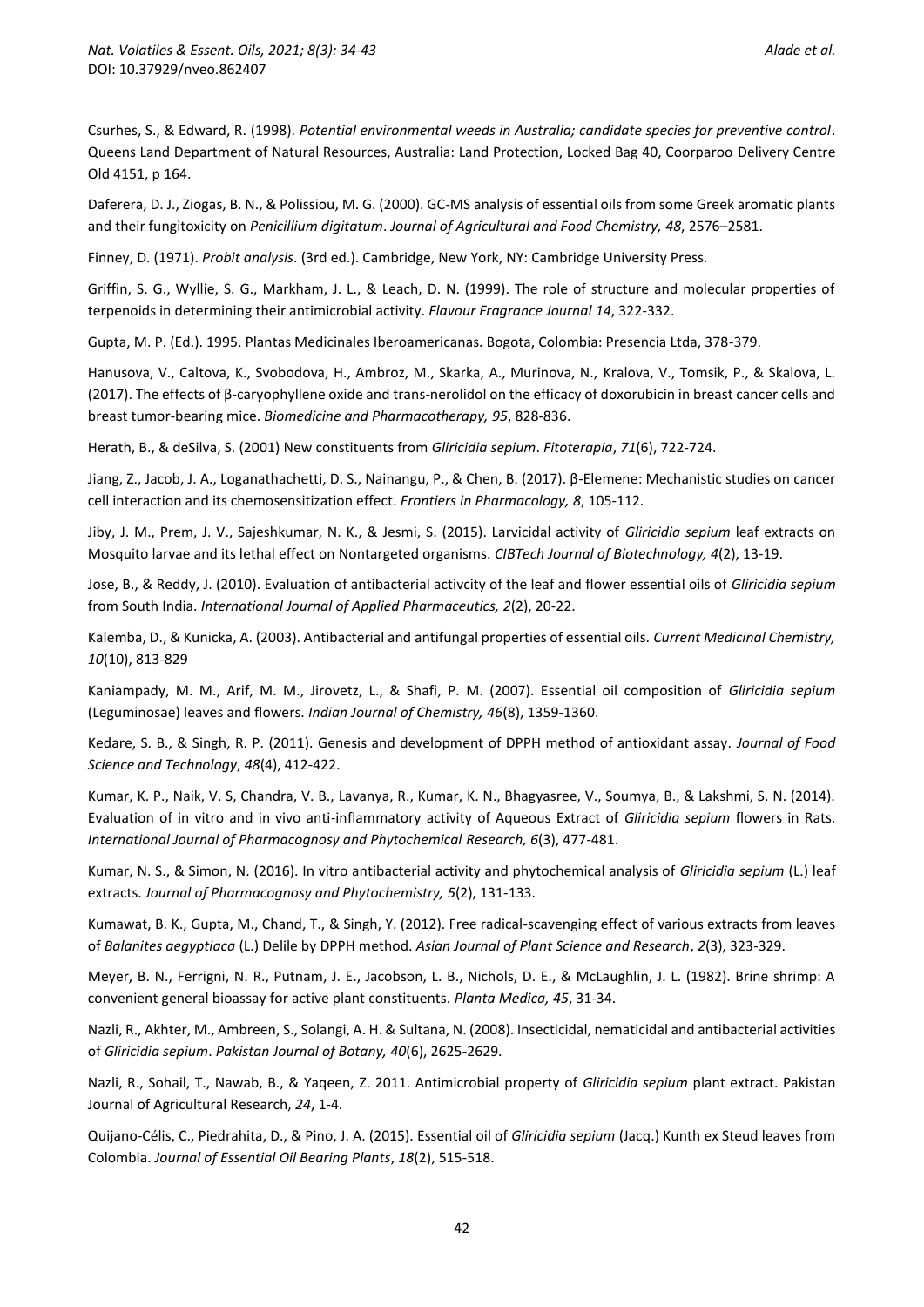Csurhes, S., & Edward, R. (1998). *Potential environmental weeds in Australia; candidate species for preventive control*. Queens Land Department of Natural Resources, Australia: Land Protection, Locked Bag 40, Coorparoo Delivery Centre Old 4151, p 164.

Daferera, D. J., Ziogas, B. N., & Polissiou, M. G. (2000). GC-MS analysis of essential oils from some Greek aromatic plants and their fungitoxicity on *Penicillium digitatum*. *Journal of Agricultural and Food Chemistry, 48*, 2576–2581.

Finney, D. (1971). *Probit analysis*. (3rd ed.). Cambridge, New York, NY: Cambridge University Press.

Griffin, S. G., Wyllie, S. G., Markham, J. L., & Leach, D. N. (1999). The role of structure and molecular properties of terpenoids in determining their antimicrobial activity. *Flavour Fragrance Journal 14*, 322-332.

Gupta, M. P. (Ed.). 1995. Plantas Medicinales Iberoamericanas. Bogota, Colombia: Presencia Ltda, 378-379.

Hanusova, V., Caltova, K., Svobodova, H., Ambroz, M., Skarka, A., Murinova, N., Kralova, V., Tomsik, P., & Skalova, L. (2017). The effects of β-caryophyllene oxide and trans-nerolidol on the efficacy of doxorubicin in breast cancer cells and breast tumor-bearing mice. *Biomedicine and Pharmacotherapy, 95*, 828-836.

Herath, B., & deSilva, S. (2001) New constituents from *Gliricidia sepium*. *Fitoterapia*, *71*(6), 722-724.

Jiang, Z., Jacob, J. A., Loganathachetti, D. S., Nainangu, P., & Chen, B. (2017). β-Elemene: Mechanistic studies on cancer cell interaction and its chemosensitization effect. *Frontiers in Pharmacology, 8*, 105-112.

Jiby, J. M., Prem, J. V., Sajeshkumar, N. K., & Jesmi, S. (2015). Larvicidal activity of *Gliricidia sepium* leaf extracts on Mosquito larvae and its lethal effect on Nontargeted organisms. *CIBTech Journal of Biotechnology, 4*(2), 13-19.

Jose, B., & Reddy, J. (2010). Evaluation of antibacterial activcity of the leaf and flower essential oils of *Gliricidia sepium* from South India. *International Journal of Applied Pharmaceutics, 2*(2), 20-22.

Kalemba, D., & Kunicka, A. (2003). Antibacterial and antifungal properties of essential oils. *Current Medicinal Chemistry, 10*(10), 813-829

Kaniampady, M. M., Arif, M. M., Jirovetz, L., & Shafi, P. M. (2007). Essential oil composition of *Gliricidia sepium* (Leguminosae) leaves and flowers. *Indian Journal of Chemistry, 46*(8), 1359-1360.

Kedare, S. B., & Singh, R. P. (2011). Genesis and development of DPPH method of antioxidant assay. *Journal of Food Science and Technology*, *48*(4), 412-422.

Kumar, K. P., Naik, V. S, Chandra, V. B., Lavanya, R., Kumar, K. N., Bhagyasree, V., Soumya, B., & Lakshmi, S. N. (2014). Evaluation of in vitro and in vivo anti-inflammatory activity of Aqueous Extract of *Gliricidia sepium* flowers in Rats. *International Journal of Pharmacognosy and Phytochemical Research, 6*(3), 477-481.

Kumar, N. S., & Simon, N. (2016). In vitro antibacterial activity and phytochemical analysis of *Gliricidia sepium* (L.) leaf extracts. *Journal of Pharmacognosy and Phytochemistry, 5*(2), 131-133.

Kumawat, B. K., Gupta, M., Chand, T., & Singh, Y. (2012). Free radical-scavenging effect of various extracts from leaves of *Balanites aegyptiaca* (L.) Delile by DPPH method. *Asian Journal of Plant Science and Research*, *2*(3), 323-329.

Meyer, B. N., Ferrigni, N. R., Putnam, J. E., Jacobson, L. B., Nichols, D. E., & McLaughlin, J. L. (1982). Brine shrimp: A convenient general bioassay for active plant constituents. *Planta Medica, 45*, 31-34.

Nazli, R., Akhter, M., Ambreen, S., Solangi, A. H. & Sultana, N. (2008). Insecticidal, nematicidal and antibacterial activities of *Gliricidia sepium*. *Pakistan Journal of Botany, 40*(6), 2625-2629.

Nazli, R., Sohail, T., Nawab, B., & Yaqeen, Z. 2011. Antimicrobial property of *Gliricidia sepium* plant extract. Pakistan Journal of Agricultural Research, *24*, 1-4.

Quijano-Célis, C., Piedrahita, D., & Pino, J. A. (2015). Essential oil of *Gliricidia sepium* (Jacq.) Kunth ex Steud leaves from Colombia. *Journal of Essential Oil Bearing Plants*, *18*(2), 515-518.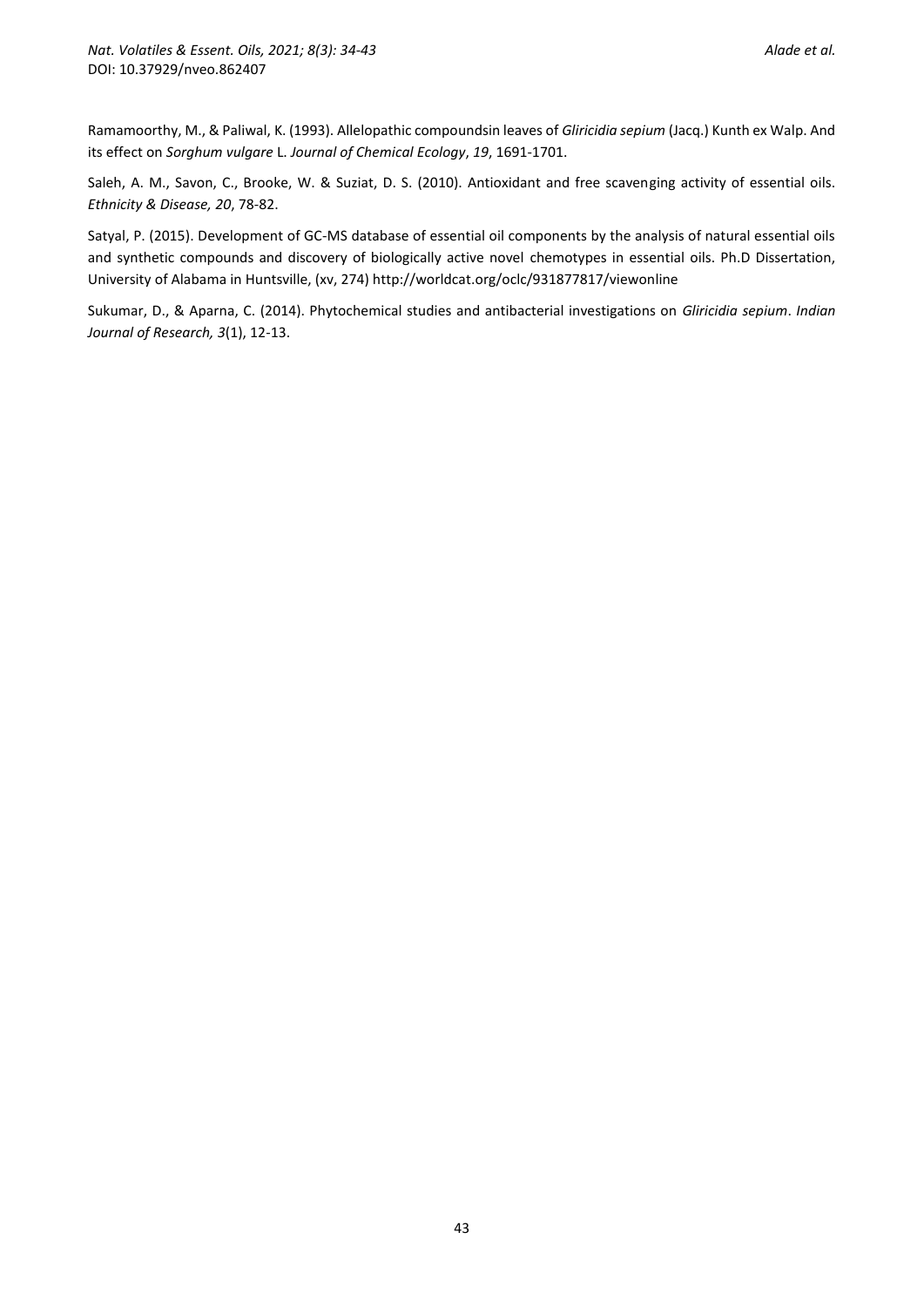Ramamoorthy, M., & Paliwal, K. (1993). Allelopathic compoundsin leaves of *Gliricidia sepium* (Jacq.) Kunth ex Walp. And its effect on *Sorghum vulgare* L. *Journal of Chemical Ecology*, *19*, 1691-1701.

Saleh, A. M., Savon, C., Brooke, W. & Suziat, D. S. (2010). Antioxidant and free scavenging activity of essential oils. *Ethnicity & Disease, 20*, 78-82.

Satyal, P. (2015). Development of GC-MS database of essential oil components by the analysis of natural essential oils and synthetic compounds and discovery of biologically active novel chemotypes in essential oils. Ph.D Dissertation, University of Alabama in Huntsville, (xv, 274) http://worldcat.org/oclc/931877817/viewonline

Sukumar, D., & Aparna, C. (2014). Phytochemical studies and antibacterial investigations on *Gliricidia sepium*. *Indian Journal of Research, 3*(1), 12-13.